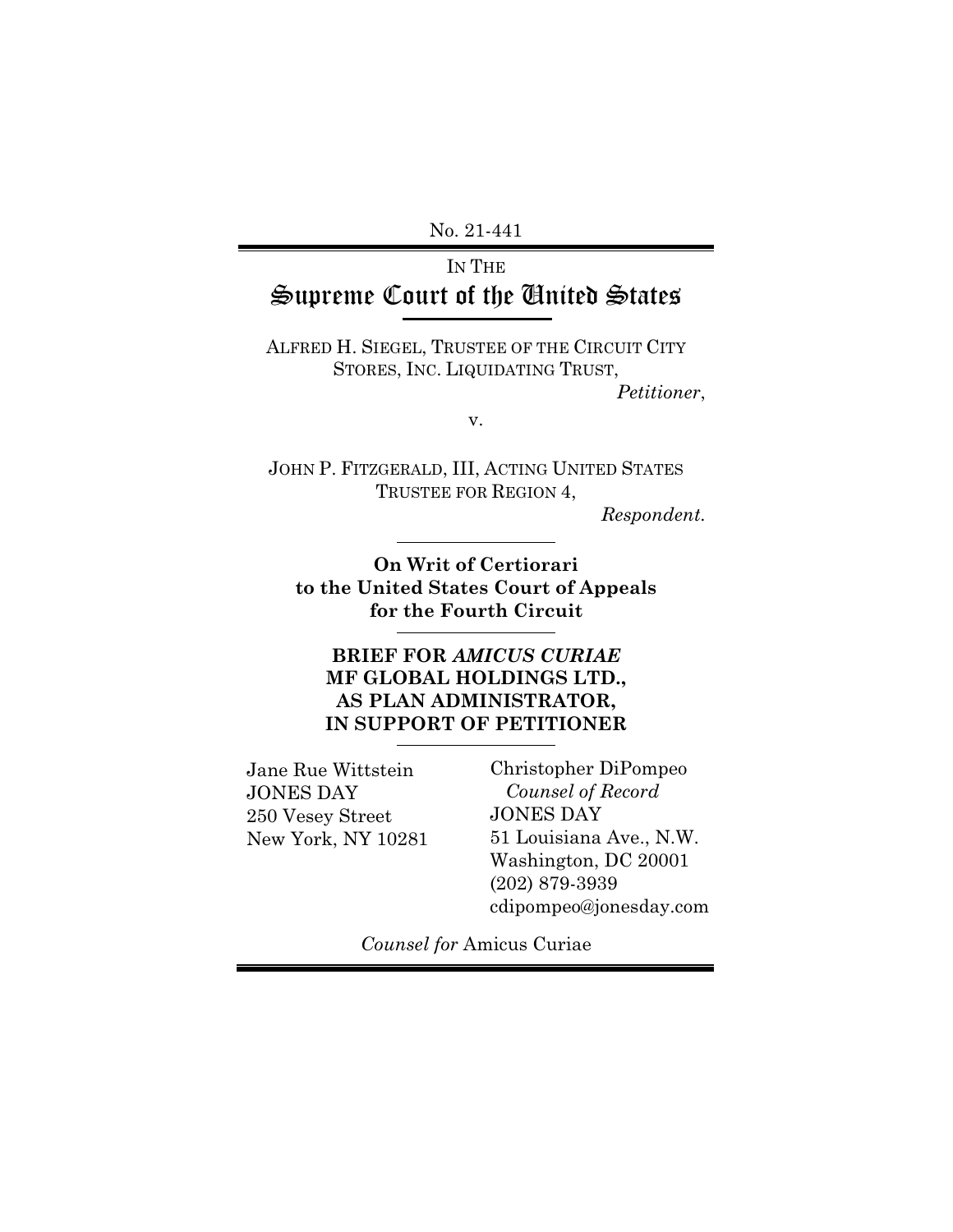No. 21-441

IN THE

# Supreme Court of the United States

ALFRED H. SIEGEL, TRUSTEE OF THE CIRCUIT CITY STORES, INC. LIQUIDATING TRUST,

*Petitioner*,

v.

JOHN P. FITZGERALD, III, ACTING UNITED STATES TRUSTEE FOR REGION 4,

*Respondent.*

---

**On Writ of Certiorari to the United States Court of Appeals for the Fourth Circuit**

---

**BRIEF FOR *AMICUS CURIAE* MF GLOBAL HOLDINGS LTD., AS PLAN ADMINISTRATOR, IN SUPPORT OF PETITIONER**

---

Jane Rue Wittstein
JONES DAY
250 Vesey Street
New York, NY 10281

Christopher DiPompeo
*Counsel of Record*
JONES DAY
51 Louisiana Ave., N.W.
Washington, DC 20001
(202) 879-3939
cdipompeo@jonesday.com

*Counsel for* Amicus Curiae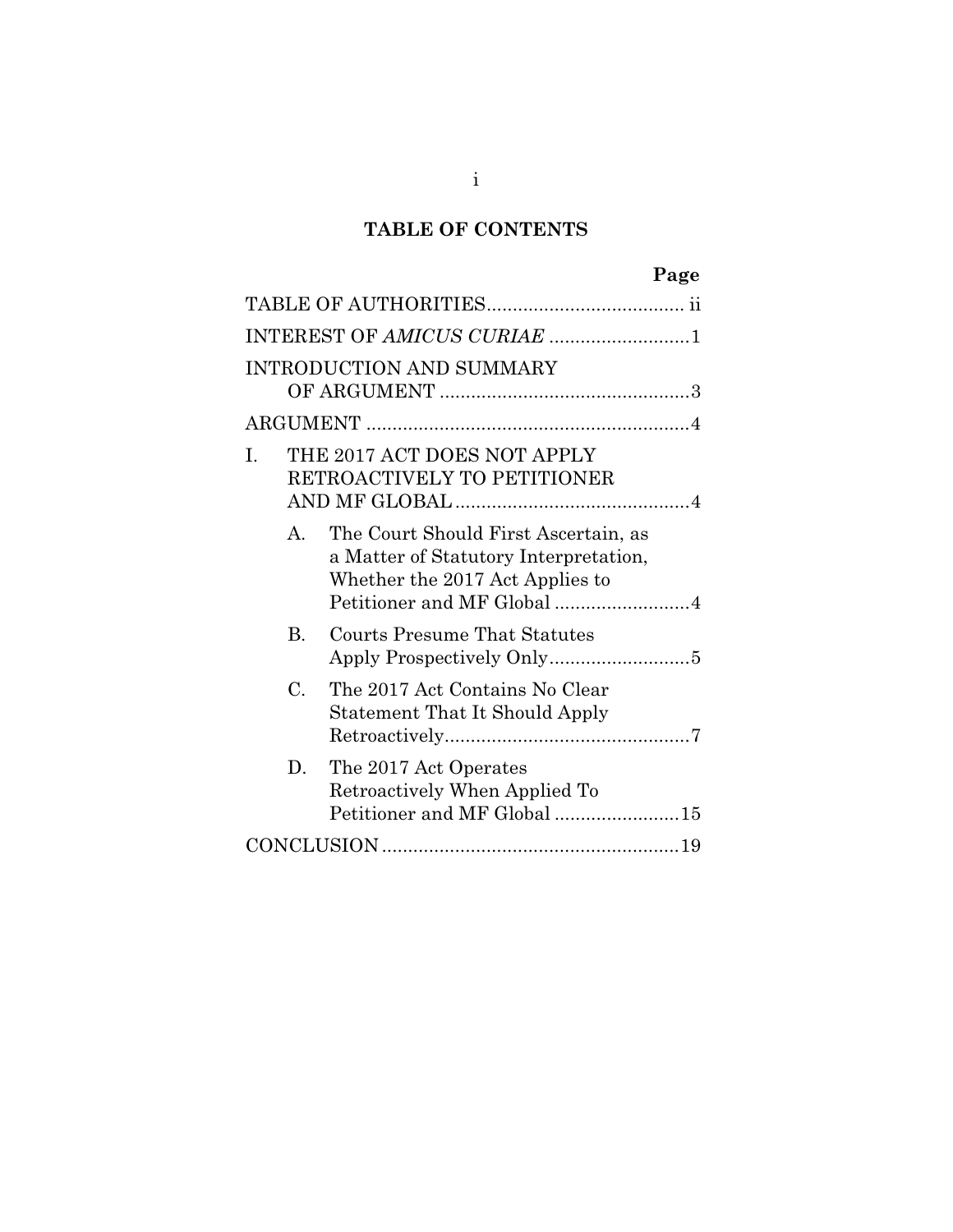# TABLE OF CONTENTS

| | Page |
|---|---|
| TABLE OF AUTHORITIES | ii |
| INTEREST OF *AMICUS CURIAE* | 1 |
| INTRODUCTION AND SUMMARY OF ARGUMENT | 3 |
| ARGUMENT | 4 |
| I. THE 2017 ACT DOES NOT APPLY RETROACTIVELY TO PETITIONER AND MF GLOBAL | 4 |
| A. The Court Should First Ascertain, as a Matter of Statutory Interpretation, Whether the 2017 Act Applies to Petitioner and MF Global | 4 |
| B. Courts Presume That Statutes Apply Prospectively Only | 5 |
| C. The 2017 Act Contains No Clear Statement That It Should Apply Retroactively | 7 |
| D. The 2017 Act Operates Retroactively When Applied To Petitioner and MF Global | 15 |
| CONCLUSION | 19 |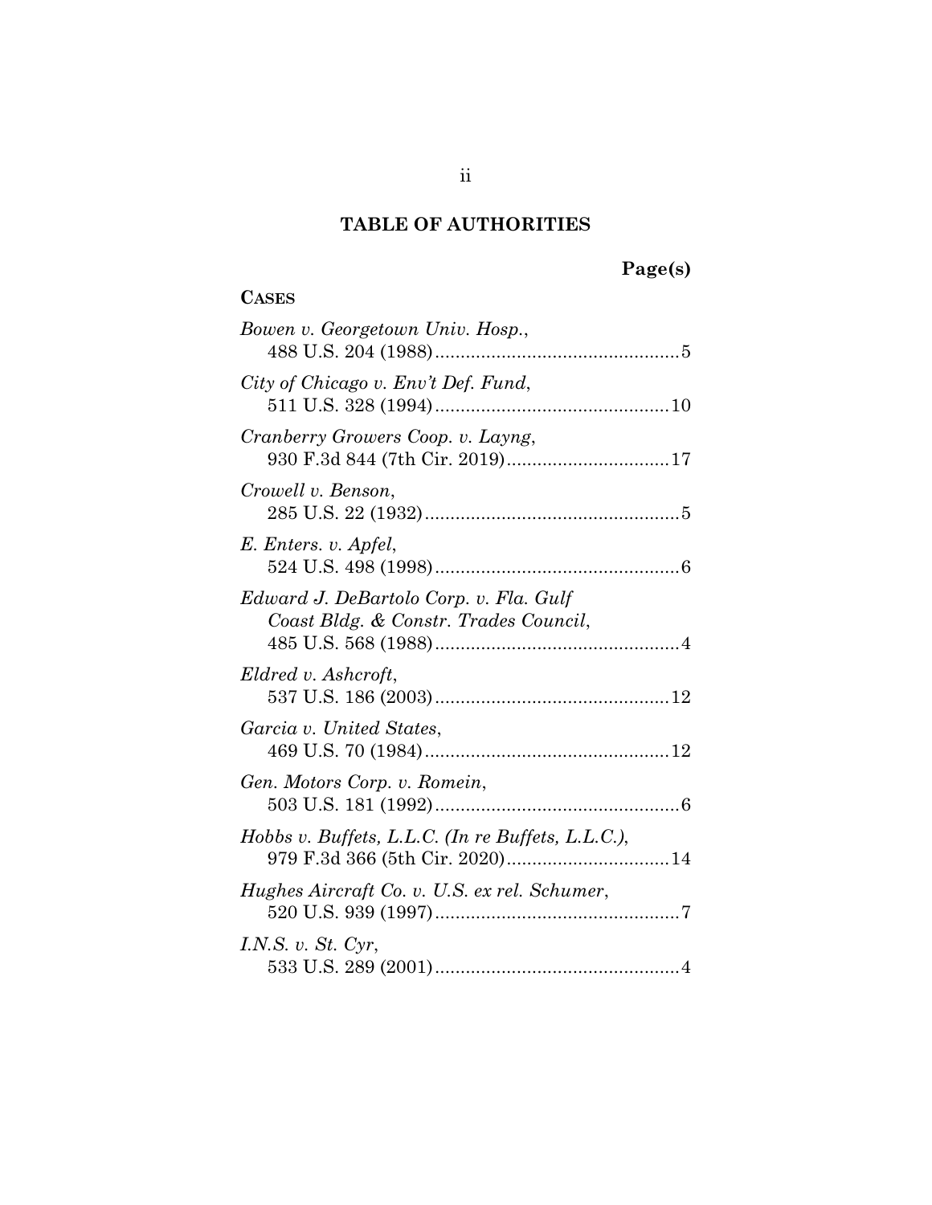## TABLE OF AUTHORITIES

**Page(s)**

**CASES**

*Bowen v. Georgetown Univ. Hosp.*,
488 U.S. 204 (1988) ........................................5

*City of Chicago v. Env't Def. Fund*,
511 U.S. 328 (1994) ........................................10

*Cranberry Growers Coop. v. Layng*,
930 F.3d 844 (7th Cir. 2019) ..............................17

*Crowell v. Benson*,
285 U.S. 22 (1932) ..........................................5

*E. Enters. v. Apfel*,
524 U.S. 498 (1998) ........................................6

*Edward J. DeBartolo Corp. v. Fla. Gulf Coast Bldg. & Constr. Trades Council*,
485 U.S. 568 (1988) ........................................4

*Eldred v. Ashcroft*,
537 U.S. 186 (2003) ........................................12

*Garcia v. United States*,
469 U.S. 70 (1984) ..........................................12

*Gen. Motors Corp. v. Romein*,
503 U.S. 181 (1992) ........................................6

*Hobbs v. Buffets, L.L.C. (In re Buffets, L.L.C.)*,
979 F.3d 366 (5th Cir. 2020) ..............................14

*Hughes Aircraft Co. v. U.S. ex rel. Schumer*,
520 U.S. 939 (1997) ........................................7

*I.N.S. v. St. Cyr*,
533 U.S. 289 (2001) ........................................4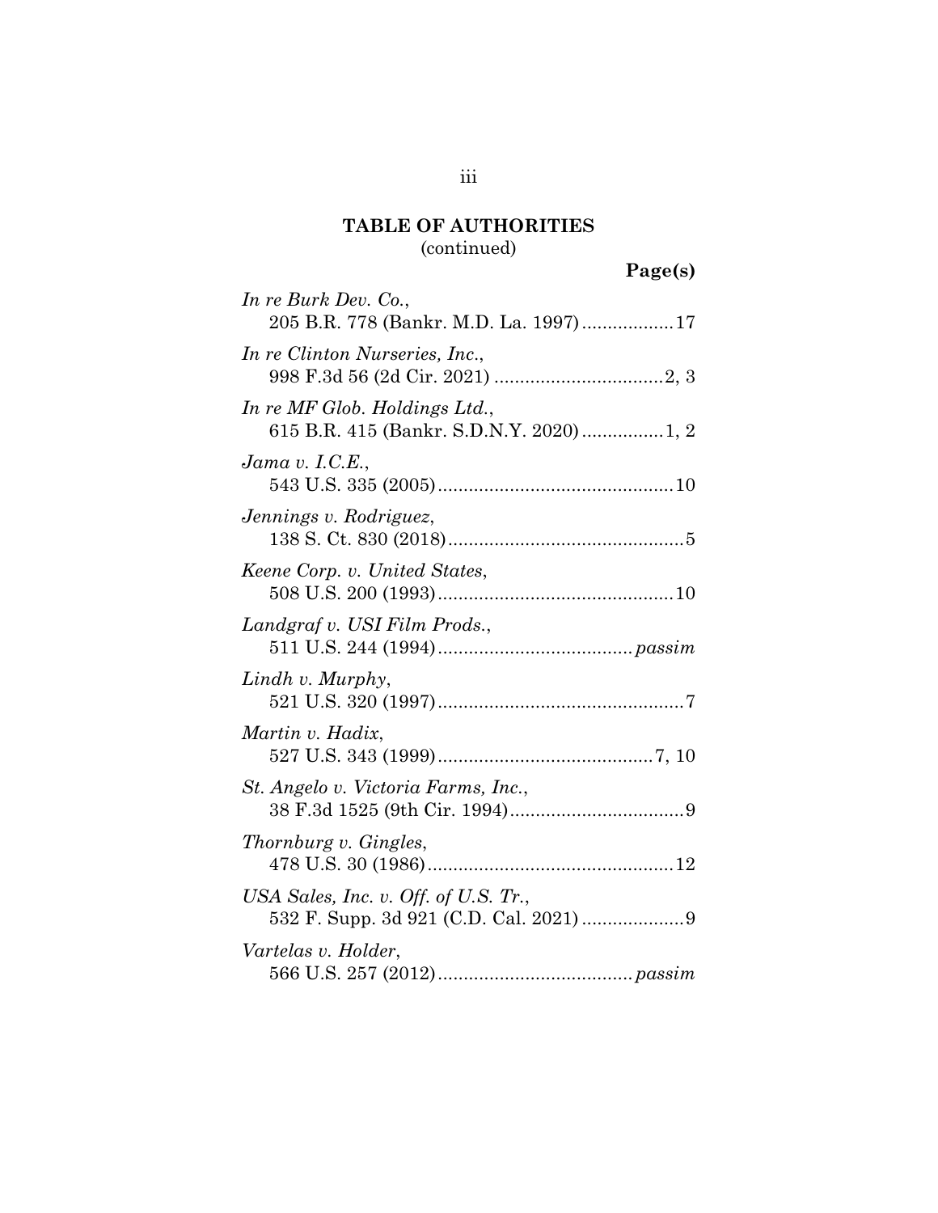## TABLE OF AUTHORITIES
(continued)

**Page(s)**

*In re Burk Dev. Co.*,
205 B.R. 778 (Bankr. M.D. La. 1997) .................. 17

*In re Clinton Nurseries, Inc.*,
998 F.3d 56 (2d Cir. 2021) ................................. 2, 3

*In re MF Glob. Holdings Ltd.*,
615 B.R. 415 (Bankr. S.D.N.Y. 2020) ................ 1, 2

*Jama v. I.C.E.*,
543 U.S. 335 (2005) .............................................. 10

*Jennings v. Rodriguez*,
138 S. Ct. 830 (2018) .............................................. 5

*Keene Corp. v. United States*,
508 U.S. 200 (1993) .............................................. 10

*Landgraf v. USI Film Prods.*,
511 U.S. 244 (1994) ...................................... *passim*

*Lindh v. Murphy*,
521 U.S. 320 (1997) ................................................ 7

*Martin v. Hadix*,
527 U.S. 343 (1999) .......................................... 7, 10

*St. Angelo v. Victoria Farms, Inc.*,
38 F.3d 1525 (9th Cir. 1994) .................................. 9

*Thornburg v. Gingles*,
478 U.S. 30 (1986) ................................................ 12

*USA Sales, Inc. v. Off. of U.S. Tr.*,
532 F. Supp. 3d 921 (C.D. Cal. 2021) .................... 9

*Vartelas v. Holder*,
566 U.S. 257 (2012) ...................................... *passim*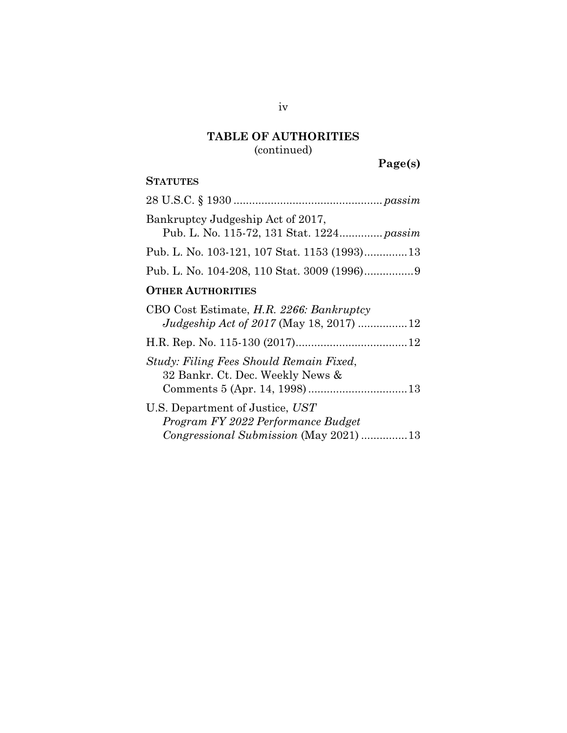## TABLE OF AUTHORITIES
(continued)

**Page(s)**

**STATUTES**

28 U.S.C. § 1930 ................................................ *passim*

Bankruptcy Judgeship Act of 2017,
 Pub. L. No. 115-72, 131 Stat. 1224.............. *passim*

Pub. L. No. 103-121, 107 Stat. 1153 (1993)..............13

Pub. L. No. 104-208, 110 Stat. 3009 (1996)................9

**OTHER AUTHORITIES**

CBO Cost Estimate, *H.R. 2266: Bankruptcy Judgeship Act of 2017* (May 18, 2017) ................12

H.R. Rep. No. 115-130 (2017)....................................12

*Study: Filing Fees Should Remain Fixed*, 32 Bankr. Ct. Dec. Weekly News & Comments 5 (Apr. 14, 1998) ................................13

U.S. Department of Justice, *UST Program FY 2022 Performance Budget Congressional Submission* (May 2021) ...............13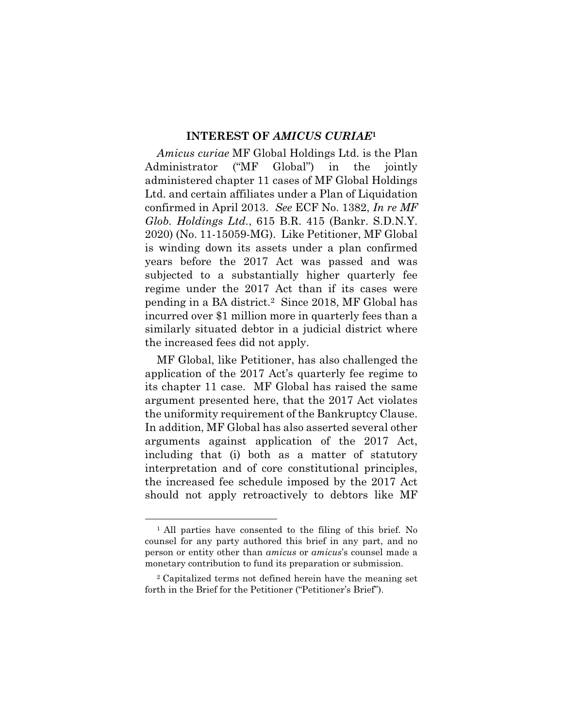## INTEREST OF *AMICUS CURIAE*[1]

*Amicus curiae* MF Global Holdings Ltd. is the Plan Administrator ("MF Global") in the jointly administered chapter 11 cases of MF Global Holdings Ltd. and certain affiliates under a Plan of Liquidation confirmed in April 2013. *See* ECF No. 1382, *In re MF Glob. Holdings Ltd.*, 615 B.R. 415 (Bankr. S.D.N.Y. 2020) (No. 11-15059-MG). Like Petitioner, MF Global is winding down its assets under a plan confirmed years before the 2017 Act was passed and was subjected to a substantially higher quarterly fee regime under the 2017 Act than if its cases were pending in a BA district.[2] Since 2018, MF Global has incurred over $1 million more in quarterly fees than a similarly situated debtor in a judicial district where the increased fees did not apply.

MF Global, like Petitioner, has also challenged the application of the 2017 Act's quarterly fee regime to its chapter 11 case. MF Global has raised the same argument presented here, that the 2017 Act violates the uniformity requirement of the Bankruptcy Clause. In addition, MF Global has also asserted several other arguments against application of the 2017 Act, including that (i) both as a matter of statutory interpretation and of core constitutional principles, the increased fee schedule imposed by the 2017 Act should not apply retroactively to debtors like MF

---

[1] All parties have consented to the filing of this brief. No counsel for any party authored this brief in any part, and no person or entity other than *amicus* or *amicus*'s counsel made a monetary contribution to fund its preparation or submission.

[2] Capitalized terms not defined herein have the meaning set forth in the Brief for the Petitioner ("Petitioner's Brief").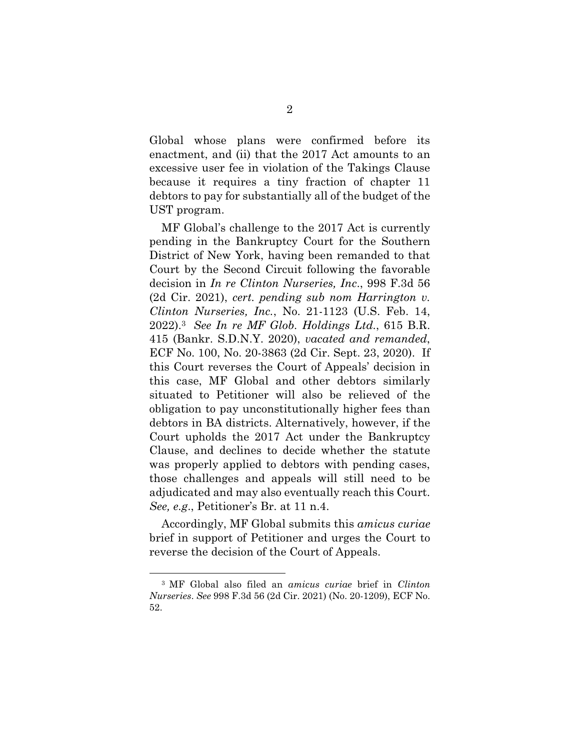Global whose plans were confirmed before its enactment, and (ii) that the 2017 Act amounts to an excessive user fee in violation of the Takings Clause because it requires a tiny fraction of chapter 11 debtors to pay for substantially all of the budget of the UST program.

MF Global's challenge to the 2017 Act is currently pending in the Bankruptcy Court for the Southern District of New York, having been remanded to that Court by the Second Circuit following the favorable decision in *In re Clinton Nurseries, Inc*., 998 F.3d 56 (2d Cir. 2021), *cert. pending sub nom Harrington v. Clinton Nurseries, Inc.*, No. 21-1123 (U.S. Feb. 14, 2022).[3] *See In re MF Glob. Holdings Ltd.*, 615 B.R. 415 (Bankr. S.D.N.Y. 2020), *vacated and remanded*, ECF No. 100, No. 20-3863 (2d Cir. Sept. 23, 2020). If this Court reverses the Court of Appeals' decision in this case, MF Global and other debtors similarly situated to Petitioner will also be relieved of the obligation to pay unconstitutionally higher fees than debtors in BA districts. Alternatively, however, if the Court upholds the 2017 Act under the Bankruptcy Clause, and declines to decide whether the statute was properly applied to debtors with pending cases, those challenges and appeals will still need to be adjudicated and may also eventually reach this Court. *See, e.g*., Petitioner's Br. at 11 n.4.

Accordingly, MF Global submits this *amicus curiae* brief in support of Petitioner and urges the Court to reverse the decision of the Court of Appeals.

[3] MF Global also filed an *amicus curiae* brief in *Clinton Nurseries*. *See* 998 F.3d 56 (2d Cir. 2021) (No. 20-1209), ECF No. 52.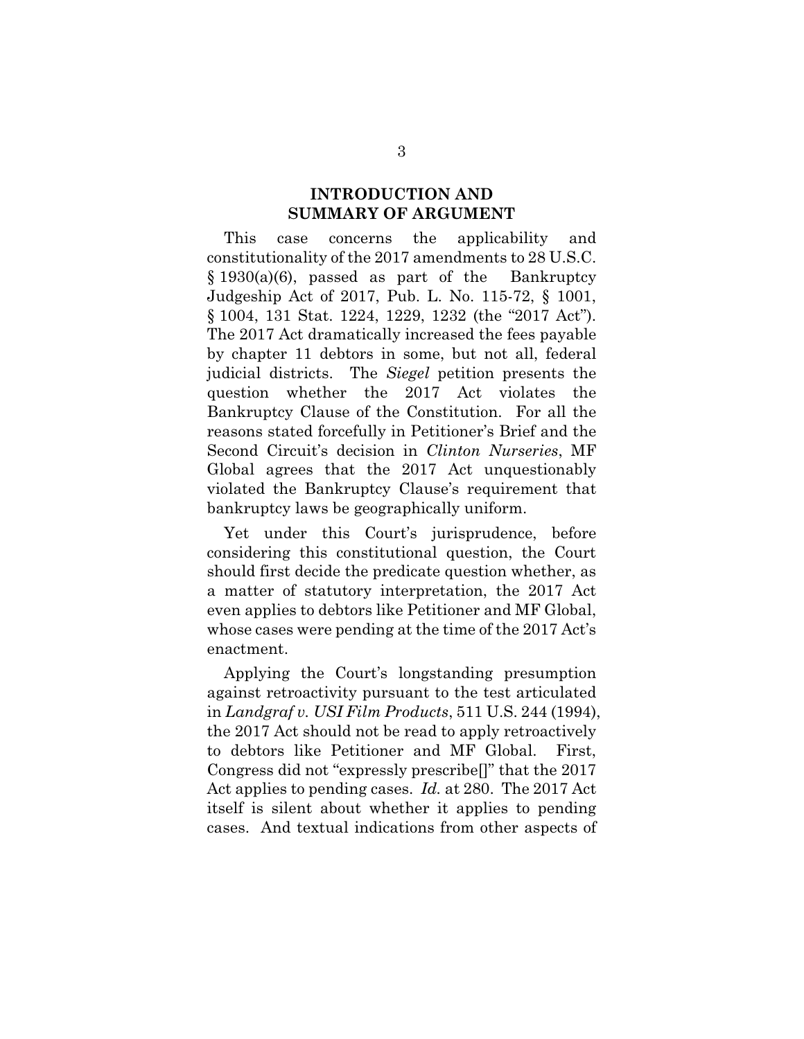## INTRODUCTION AND SUMMARY OF ARGUMENT

This case concerns the applicability and constitutionality of the 2017 amendments to 28 U.S.C. § 1930(a)(6), passed as part of the Bankruptcy Judgeship Act of 2017, Pub. L. No. 115-72, § 1001, § 1004, 131 Stat. 1224, 1229, 1232 (the "2017 Act"). The 2017 Act dramatically increased the fees payable by chapter 11 debtors in some, but not all, federal judicial districts. The *Siegel* petition presents the question whether the 2017 Act violates the Bankruptcy Clause of the Constitution. For all the reasons stated forcefully in Petitioner's Brief and the Second Circuit's decision in *Clinton Nurseries*, MF Global agrees that the 2017 Act unquestionably violated the Bankruptcy Clause's requirement that bankruptcy laws be geographically uniform.

Yet under this Court's jurisprudence, before considering this constitutional question, the Court should first decide the predicate question whether, as a matter of statutory interpretation, the 2017 Act even applies to debtors like Petitioner and MF Global, whose cases were pending at the time of the 2017 Act's enactment.

Applying the Court's longstanding presumption against retroactivity pursuant to the test articulated in *Landgraf v. USI Film Products*, 511 U.S. 244 (1994), the 2017 Act should not be read to apply retroactively to debtors like Petitioner and MF Global. First, Congress did not "expressly prescribe[]" that the 2017 Act applies to pending cases. *Id.* at 280. The 2017 Act itself is silent about whether it applies to pending cases. And textual indications from other aspects of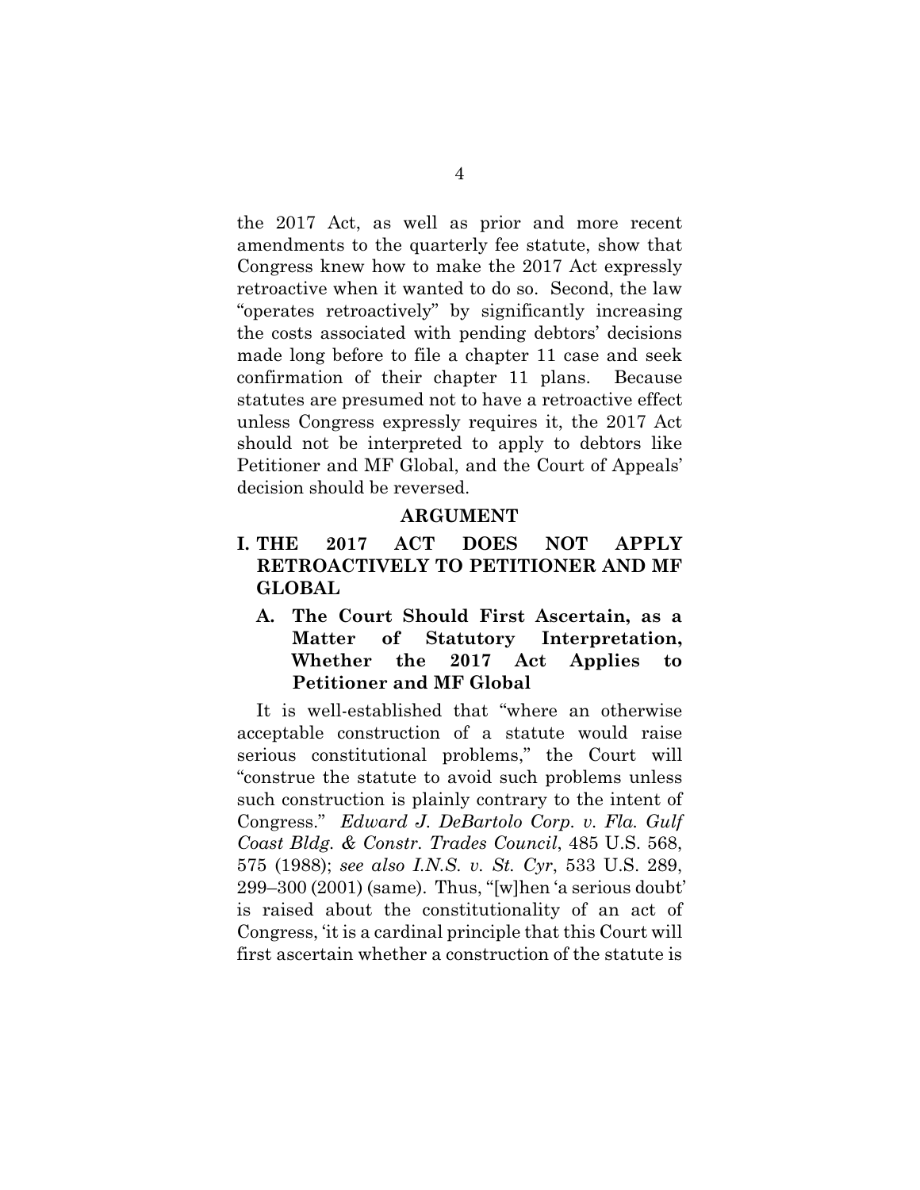the 2017 Act, as well as prior and more recent amendments to the quarterly fee statute, show that Congress knew how to make the 2017 Act expressly retroactive when it wanted to do so. Second, the law "operates retroactively" by significantly increasing the costs associated with pending debtors' decisions made long before to file a chapter 11 case and seek confirmation of their chapter 11 plans. Because statutes are presumed not to have a retroactive effect unless Congress expressly requires it, the 2017 Act should not be interpreted to apply to debtors like Petitioner and MF Global, and the Court of Appeals' decision should be reversed.

## ARGUMENT

### I. THE 2017 ACT DOES NOT APPLY RETROACTIVELY TO PETITIONER AND MF GLOBAL

#### A. The Court Should First Ascertain, as a Matter of Statutory Interpretation, Whether the 2017 Act Applies to Petitioner and MF Global

It is well-established that "where an otherwise acceptable construction of a statute would raise serious constitutional problems," the Court will "construe the statute to avoid such problems unless such construction is plainly contrary to the intent of Congress." *Edward J. DeBartolo Corp. v. Fla. Gulf Coast Bldg. & Constr. Trades Council*, 485 U.S. 568, 575 (1988); *see also I.N.S. v. St. Cyr*, 533 U.S. 289, 299–300 (2001) (same). Thus, "[w]hen 'a serious doubt' is raised about the constitutionality of an act of Congress, 'it is a cardinal principle that this Court will first ascertain whether a construction of the statute is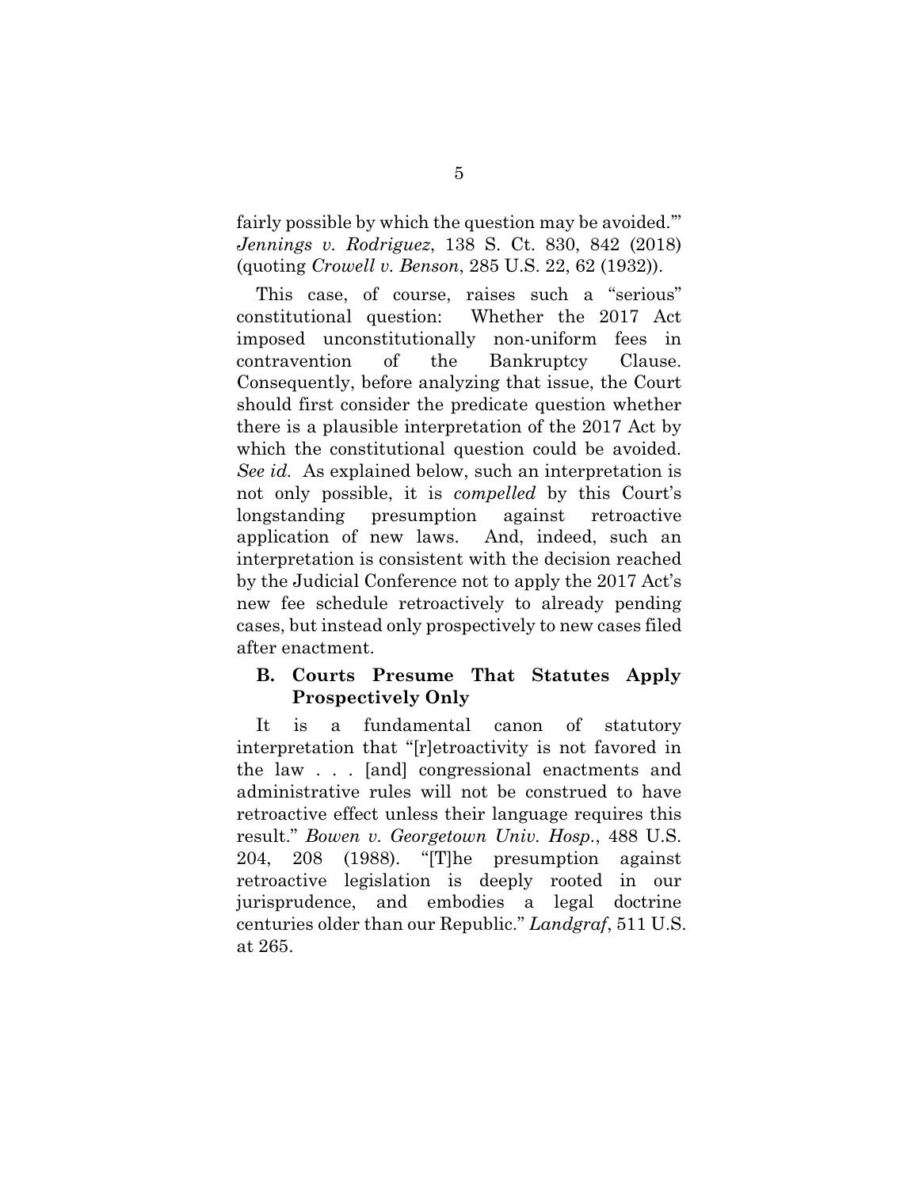fairly possible by which the question may be avoided.'" *Jennings v. Rodriguez*, 138 S. Ct. 830, 842 (2018) (quoting *Crowell v. Benson*, 285 U.S. 22, 62 (1932)).

This case, of course, raises such a "serious" constitutional question: Whether the 2017 Act imposed unconstitutionally non-uniform fees in contravention of the Bankruptcy Clause. Consequently, before analyzing that issue, the Court should first consider the predicate question whether there is a plausible interpretation of the 2017 Act by which the constitutional question could be avoided. *See id.* As explained below, such an interpretation is not only possible, it is *compelled* by this Court's longstanding presumption against retroactive application of new laws. And, indeed, such an interpretation is consistent with the decision reached by the Judicial Conference not to apply the 2017 Act's new fee schedule retroactively to already pending cases, but instead only prospectively to new cases filed after enactment.

### B. Courts Presume That Statutes Apply Prospectively Only

It is a fundamental canon of statutory interpretation that "[r]etroactivity is not favored in the law . . . [and] congressional enactments and administrative rules will not be construed to have retroactive effect unless their language requires this result." *Bowen v. Georgetown Univ. Hosp.*, 488 U.S. 204, 208 (1988). "[T]he presumption against retroactive legislation is deeply rooted in our jurisprudence, and embodies a legal doctrine centuries older than our Republic." *Landgraf*, 511 U.S. at 265.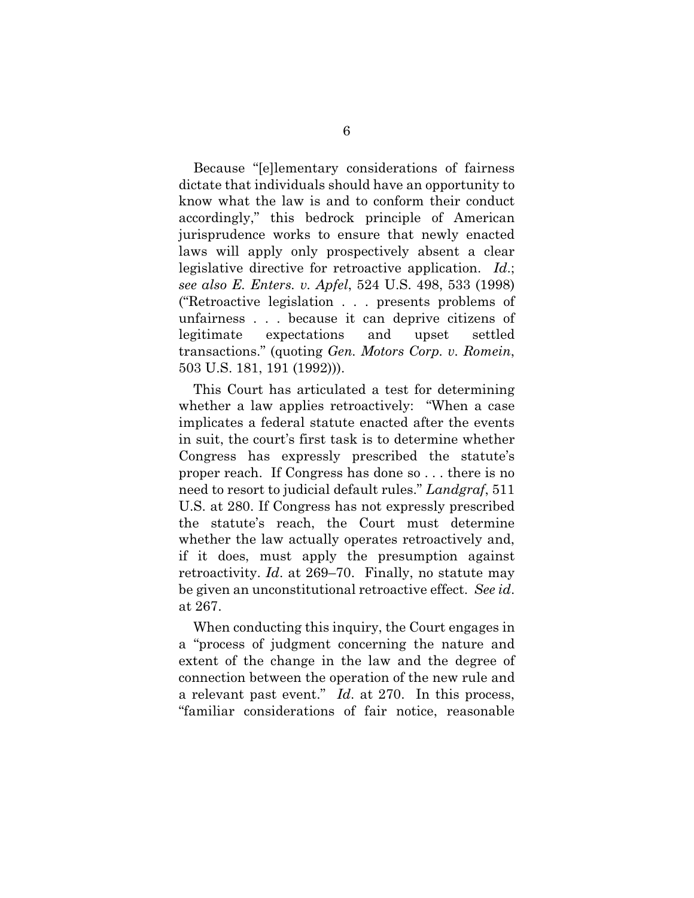Because "[e]lementary considerations of fairness dictate that individuals should have an opportunity to know what the law is and to conform their conduct accordingly," this bedrock principle of American jurisprudence works to ensure that newly enacted laws will apply only prospectively absent a clear legislative directive for retroactive application. *Id*.; *see also E. Enters. v. Apfel*, 524 U.S. 498, 533 (1998) ("Retroactive legislation . . . presents problems of unfairness . . . because it can deprive citizens of legitimate expectations and upset settled transactions." (quoting *Gen. Motors Corp. v. Romein*, 503 U.S. 181, 191 (1992))).

This Court has articulated a test for determining whether a law applies retroactively: "When a case implicates a federal statute enacted after the events in suit, the court's first task is to determine whether Congress has expressly prescribed the statute's proper reach. If Congress has done so . . . there is no need to resort to judicial default rules." *Landgraf*, 511 U.S. at 280. If Congress has not expressly prescribed the statute's reach, the Court must determine whether the law actually operates retroactively and, if it does, must apply the presumption against retroactivity. *Id*. at 269–70. Finally, no statute may be given an unconstitutional retroactive effect. *See id*. at 267.

When conducting this inquiry, the Court engages in a "process of judgment concerning the nature and extent of the change in the law and the degree of connection between the operation of the new rule and a relevant past event." *Id*. at 270. In this process, "familiar considerations of fair notice, reasonable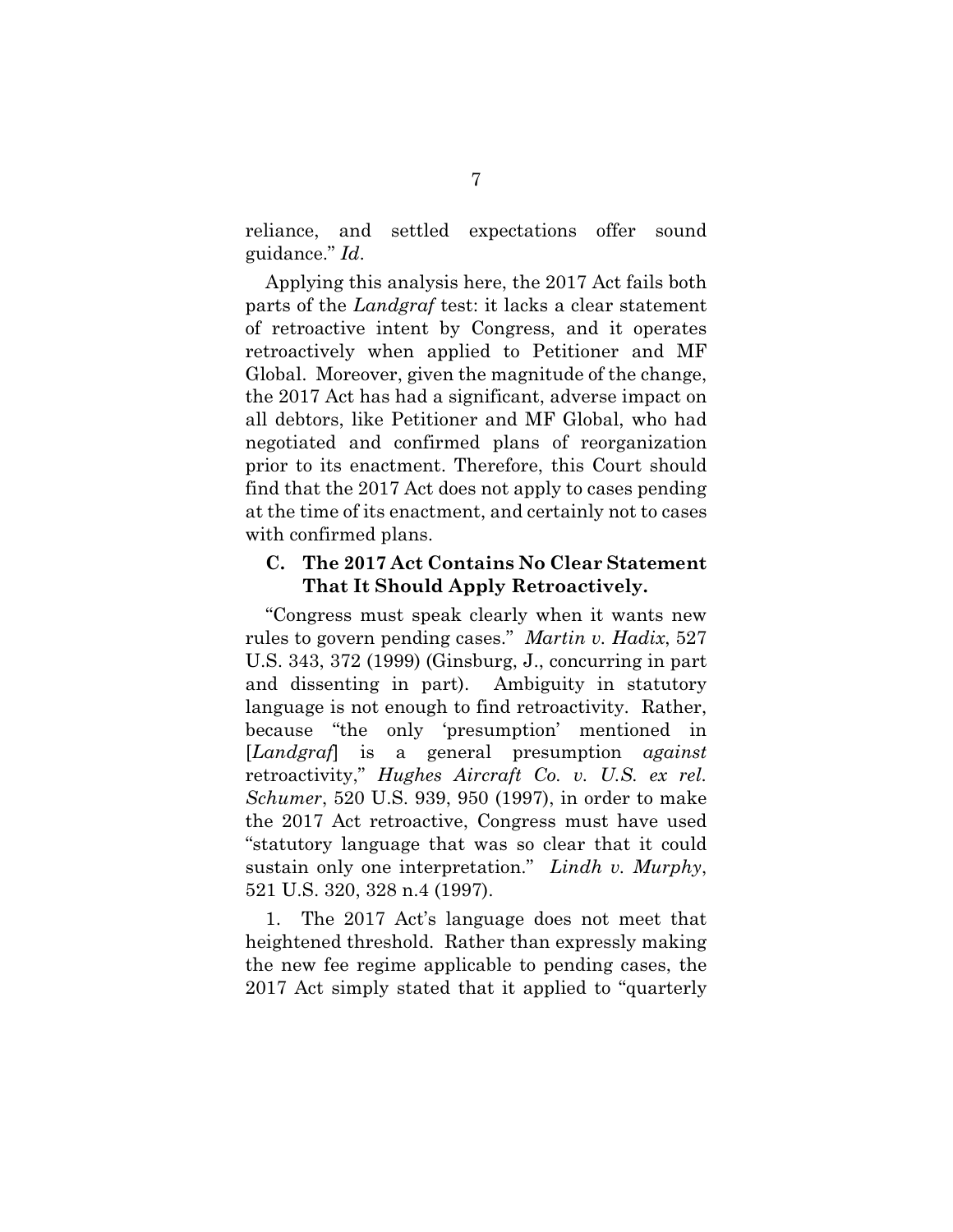reliance, and settled expectations offer sound guidance." *Id*.

Applying this analysis here, the 2017 Act fails both parts of the *Landgraf* test: it lacks a clear statement of retroactive intent by Congress, and it operates retroactively when applied to Petitioner and MF Global. Moreover, given the magnitude of the change, the 2017 Act has had a significant, adverse impact on all debtors, like Petitioner and MF Global, who had negotiated and confirmed plans of reorganization prior to its enactment. Therefore, this Court should find that the 2017 Act does not apply to cases pending at the time of its enactment, and certainly not to cases with confirmed plans.

### C. The 2017 Act Contains No Clear Statement That It Should Apply Retroactively.

"Congress must speak clearly when it wants new rules to govern pending cases." *Martin v. Hadix*, 527 U.S. 343, 372 (1999) (Ginsburg, J., concurring in part and dissenting in part). Ambiguity in statutory language is not enough to find retroactivity. Rather, because "the only 'presumption' mentioned in [*Landgraf*] is a general presumption *against* retroactivity," *Hughes Aircraft Co. v. U.S. ex rel. Schumer*, 520 U.S. 939, 950 (1997), in order to make the 2017 Act retroactive, Congress must have used "statutory language that was so clear that it could sustain only one interpretation." *Lindh v. Murphy*, 521 U.S. 320, 328 n.4 (1997).

1. The 2017 Act's language does not meet that heightened threshold. Rather than expressly making the new fee regime applicable to pending cases, the 2017 Act simply stated that it applied to "quarterly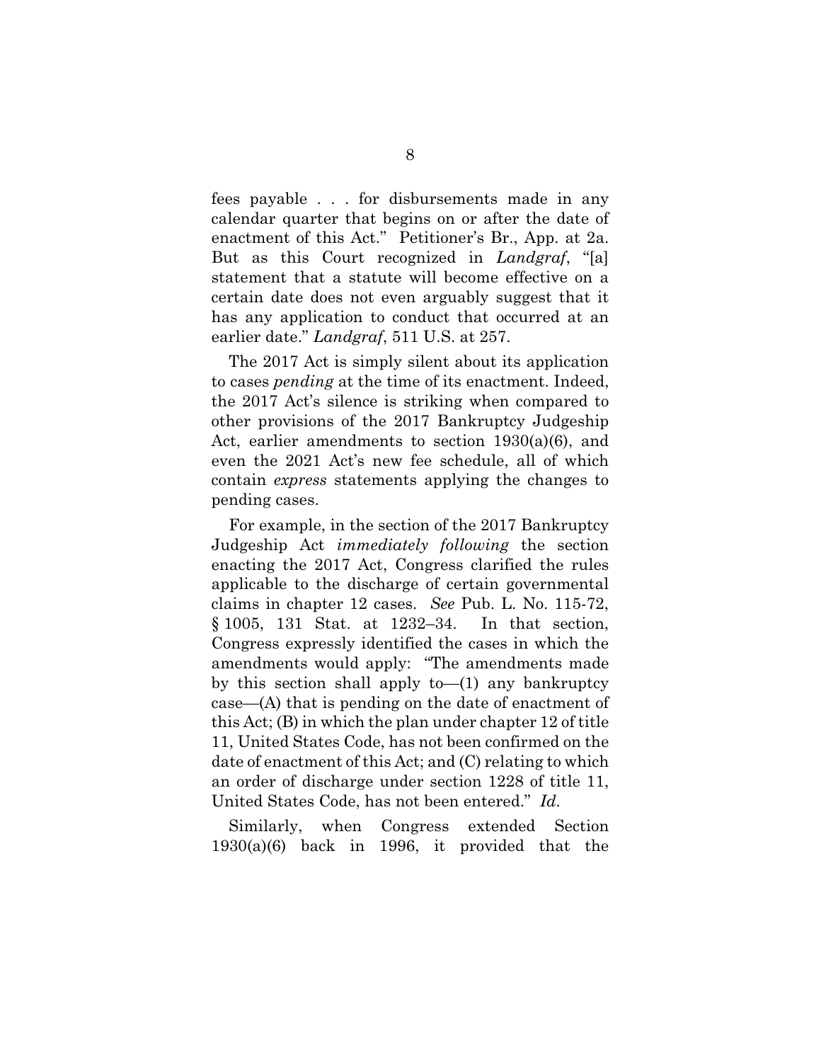fees payable . . . for disbursements made in any calendar quarter that begins on or after the date of enactment of this Act." Petitioner's Br., App. at 2a. But as this Court recognized in *Landgraf*, "[a] statement that a statute will become effective on a certain date does not even arguably suggest that it has any application to conduct that occurred at an earlier date." *Landgraf*, 511 U.S. at 257.

The 2017 Act is simply silent about its application to cases *pending* at the time of its enactment. Indeed, the 2017 Act's silence is striking when compared to other provisions of the 2017 Bankruptcy Judgeship Act, earlier amendments to section 1930(a)(6), and even the 2021 Act's new fee schedule, all of which contain *express* statements applying the changes to pending cases.

For example, in the section of the 2017 Bankruptcy Judgeship Act *immediately following* the section enacting the 2017 Act, Congress clarified the rules applicable to the discharge of certain governmental claims in chapter 12 cases. *See* Pub. L. No. 115-72, § 1005, 131 Stat. at 1232–34. In that section, Congress expressly identified the cases in which the amendments would apply: "The amendments made by this section shall apply to—(1) any bankruptcy case—(A) that is pending on the date of enactment of this Act; (B) in which the plan under chapter 12 of title 11, United States Code, has not been confirmed on the date of enactment of this Act; and (C) relating to which an order of discharge under section 1228 of title 11, United States Code, has not been entered." *Id*.

Similarly, when Congress extended Section 1930(a)(6) back in 1996, it provided that the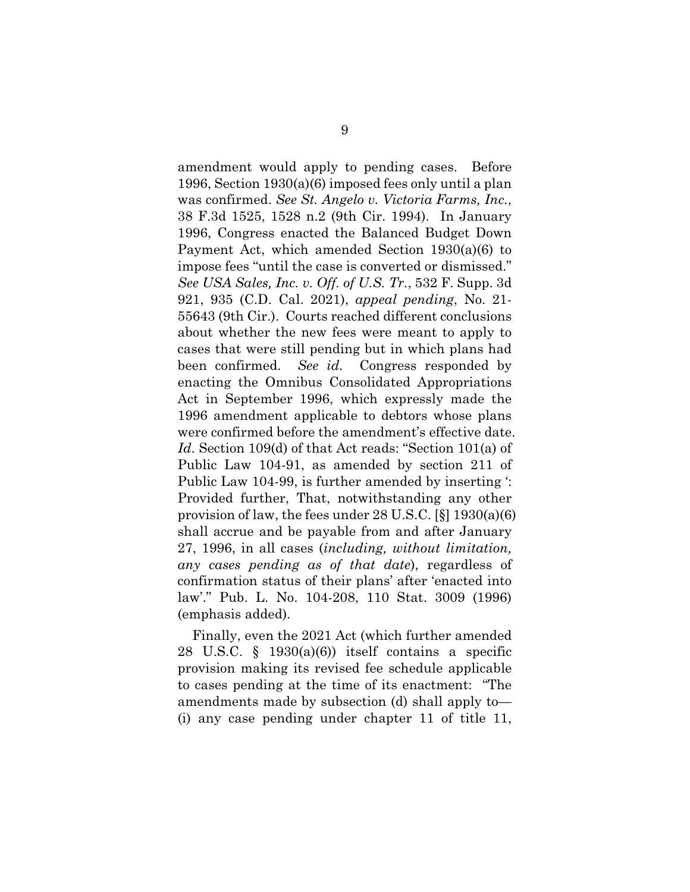amendment would apply to pending cases. Before 1996, Section 1930(a)(6) imposed fees only until a plan was confirmed. *See St. Angelo v. Victoria Farms, Inc.*, 38 F.3d 1525, 1528 n.2 (9th Cir. 1994). In January 1996, Congress enacted the Balanced Budget Down Payment Act, which amended Section 1930(a)(6) to impose fees "until the case is converted or dismissed." *See USA Sales, Inc. v. Off. of U.S. Tr.*, 532 F. Supp. 3d 921, 935 (C.D. Cal. 2021), *appeal pending*, No. 21-55643 (9th Cir.). Courts reached different conclusions about whether the new fees were meant to apply to cases that were still pending but in which plans had been confirmed. *See id.* Congress responded by enacting the Omnibus Consolidated Appropriations Act in September 1996, which expressly made the 1996 amendment applicable to debtors whose plans were confirmed before the amendment's effective date. *Id*. Section 109(d) of that Act reads: "Section 101(a) of Public Law 104-91, as amended by section 211 of Public Law 104-99, is further amended by inserting ': Provided further, That, notwithstanding any other provision of law, the fees under 28 U.S.C. [§] 1930(a)(6) shall accrue and be payable from and after January 27, 1996, in all cases (*including, without limitation, any cases pending as of that date*), regardless of confirmation status of their plans' after 'enacted into law'." Pub. L. No. 104-208, 110 Stat. 3009 (1996) (emphasis added).

Finally, even the 2021 Act (which further amended 28 U.S.C. § 1930(a)(6)) itself contains a specific provision making its revised fee schedule applicable to cases pending at the time of its enactment: "The amendments made by subsection (d) shall apply to— (i) any case pending under chapter 11 of title 11,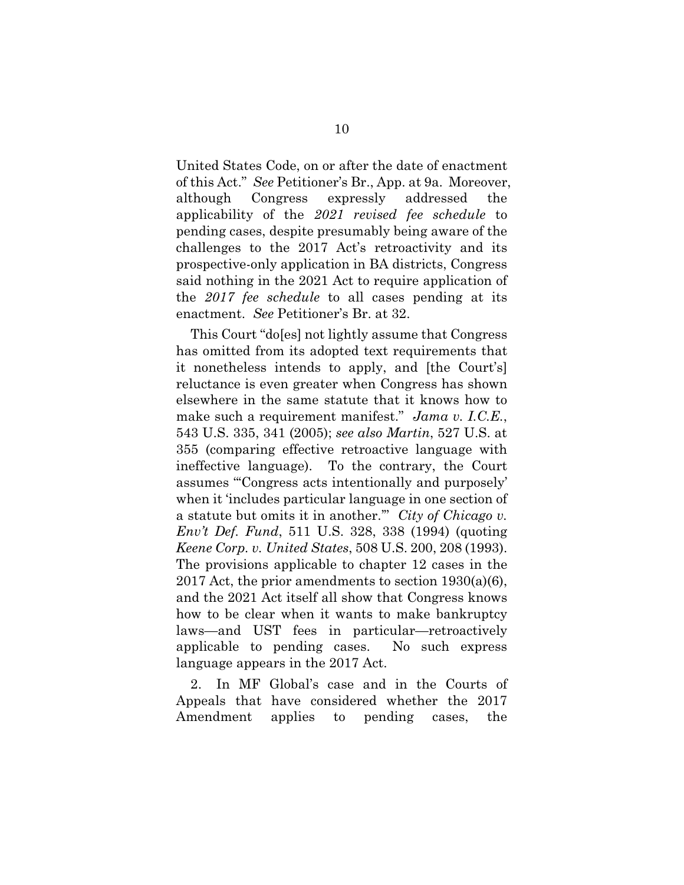United States Code, on or after the date of enactment of this Act." *See* Petitioner's Br., App. at 9a. Moreover, although Congress expressly addressed the applicability of the *2021 revised fee schedule* to pending cases, despite presumably being aware of the challenges to the 2017 Act's retroactivity and its prospective-only application in BA districts, Congress said nothing in the 2021 Act to require application of the *2017 fee schedule* to all cases pending at its enactment. *See* Petitioner's Br. at 32.

This Court "do[es] not lightly assume that Congress has omitted from its adopted text requirements that it nonetheless intends to apply, and [the Court's] reluctance is even greater when Congress has shown elsewhere in the same statute that it knows how to make such a requirement manifest." *Jama v. I.C.E.*, 543 U.S. 335, 341 (2005); *see also Martin*, 527 U.S. at 355 (comparing effective retroactive language with ineffective language). To the contrary, the Court assumes "'Congress acts intentionally and purposely' when it 'includes particular language in one section of a statute but omits it in another.'" *City of Chicago v. Env't Def. Fund*, 511 U.S. 328, 338 (1994) (quoting *Keene Corp. v. United States*, 508 U.S. 200, 208 (1993). The provisions applicable to chapter 12 cases in the 2017 Act, the prior amendments to section 1930(a)(6), and the 2021 Act itself all show that Congress knows how to be clear when it wants to make bankruptcy laws—and UST fees in particular—retroactively applicable to pending cases. No such express language appears in the 2017 Act.

2. In MF Global's case and in the Courts of Appeals that have considered whether the 2017 Amendment applies to pending cases, the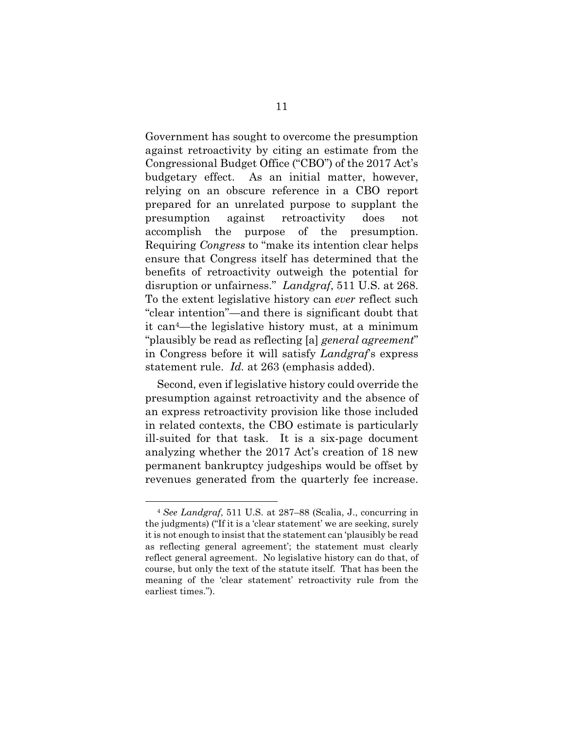Government has sought to overcome the presumption against retroactivity by citing an estimate from the Congressional Budget Office ("CBO") of the 2017 Act's budgetary effect. As an initial matter, however, relying on an obscure reference in a CBO report prepared for an unrelated purpose to supplant the presumption against retroactivity does not accomplish the purpose of the presumption. Requiring *Congress* to "make its intention clear helps ensure that Congress itself has determined that the benefits of retroactivity outweigh the potential for disruption or unfairness." *Landgraf*, 511 U.S. at 268. To the extent legislative history can *ever* reflect such "clear intention"—and there is significant doubt that it can[4]—the legislative history must, at a minimum "plausibly be read as reflecting [a] *general agreement*" in Congress before it will satisfy *Landgraf*'s express statement rule. *Id.* at 263 (emphasis added).

Second, even if legislative history could override the presumption against retroactivity and the absence of an express retroactivity provision like those included in related contexts, the CBO estimate is particularly ill-suited for that task. It is a six-page document analyzing whether the 2017 Act's creation of 18 new permanent bankruptcy judgeships would be offset by revenues generated from the quarterly fee increase.

---

[4] *See Landgraf*, 511 U.S. at 287–88 (Scalia, J., concurring in the judgments) ("If it is a 'clear statement' we are seeking, surely it is not enough to insist that the statement can 'plausibly be read as reflecting general agreement'; the statement must clearly reflect general agreement. No legislative history can do that, of course, but only the text of the statute itself. That has been the meaning of the 'clear statement' retroactivity rule from the earliest times.").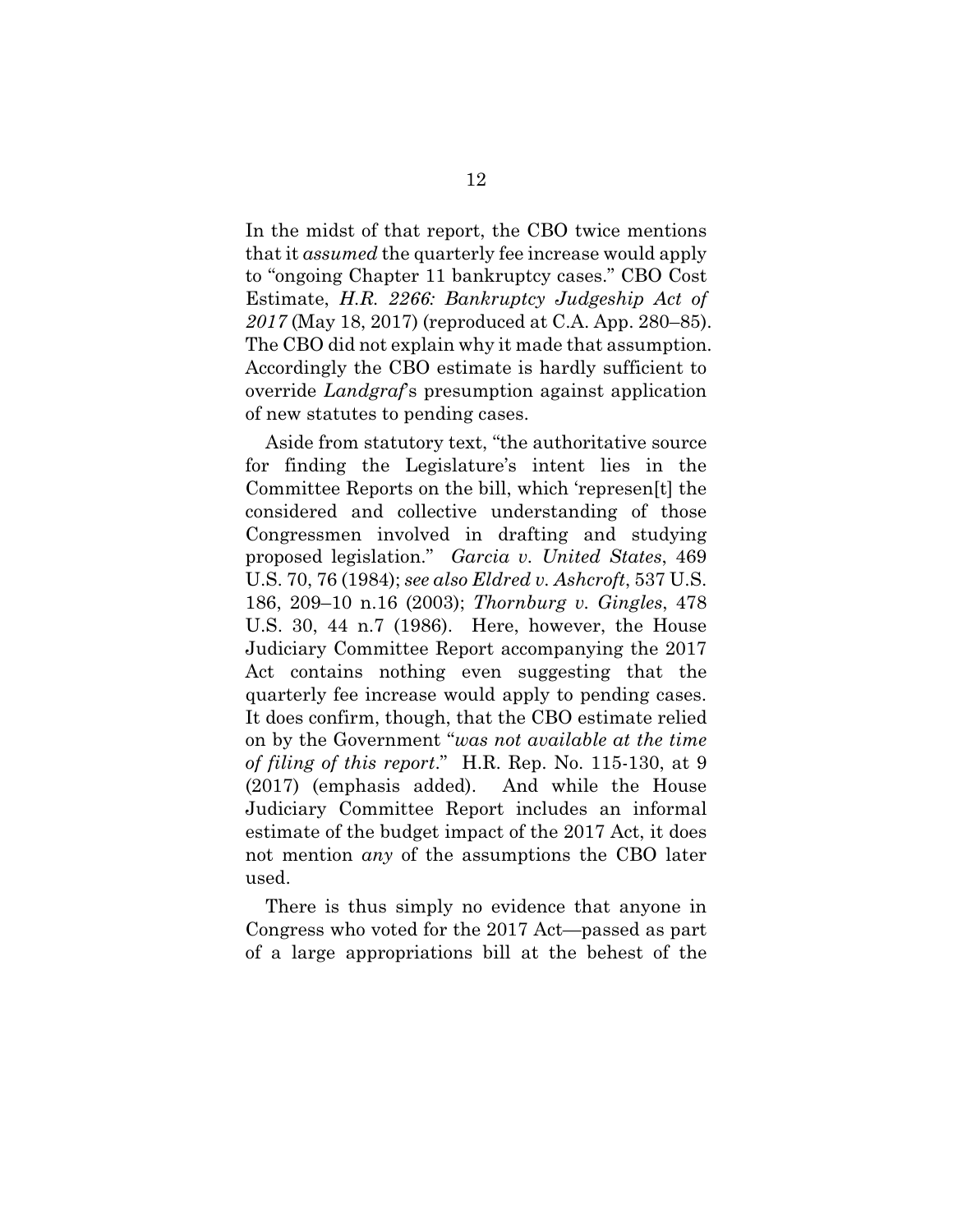In the midst of that report, the CBO twice mentions that it *assumed* the quarterly fee increase would apply to "ongoing Chapter 11 bankruptcy cases." CBO Cost Estimate, *H.R. 2266: Bankruptcy Judgeship Act of 2017* (May 18, 2017) (reproduced at C.A. App. 280–85). The CBO did not explain why it made that assumption. Accordingly the CBO estimate is hardly sufficient to override *Landgraf*'s presumption against application of new statutes to pending cases.

Aside from statutory text, "the authoritative source for finding the Legislature's intent lies in the Committee Reports on the bill, which 'represen[t] the considered and collective understanding of those Congressmen involved in drafting and studying proposed legislation." *Garcia v. United States*, 469 U.S. 70, 76 (1984); *see also Eldred v. Ashcroft*, 537 U.S. 186, 209–10 n.16 (2003); *Thornburg v. Gingles*, 478 U.S. 30, 44 n.7 (1986). Here, however, the House Judiciary Committee Report accompanying the 2017 Act contains nothing even suggesting that the quarterly fee increase would apply to pending cases. It does confirm, though, that the CBO estimate relied on by the Government "*was not available at the time of filing of this report*." H.R. Rep. No. 115-130, at 9 (2017) (emphasis added). And while the House Judiciary Committee Report includes an informal estimate of the budget impact of the 2017 Act, it does not mention *any* of the assumptions the CBO later used.

There is thus simply no evidence that anyone in Congress who voted for the 2017 Act—passed as part of a large appropriations bill at the behest of the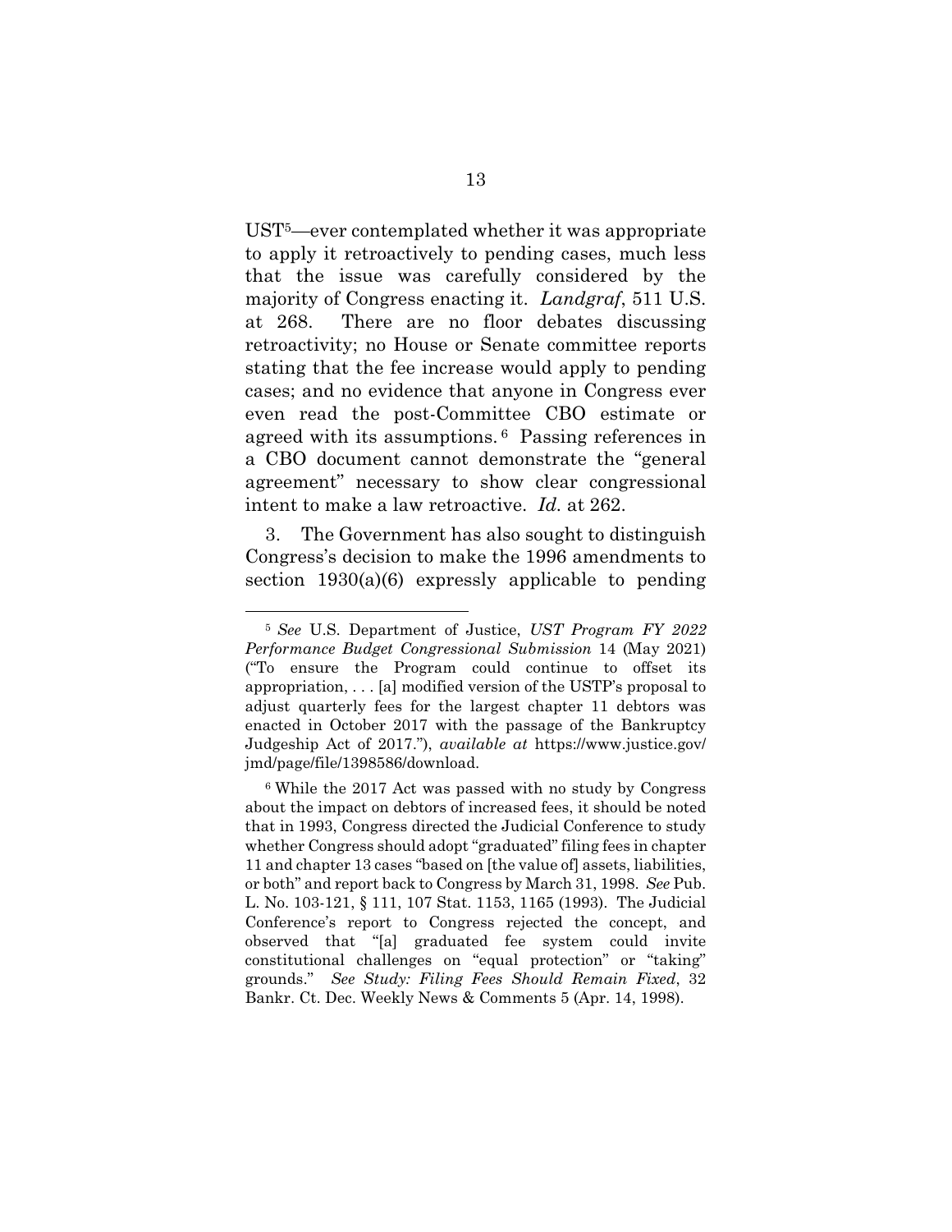UST[5]—ever contemplated whether it was appropriate to apply it retroactively to pending cases, much less that the issue was carefully considered by the majority of Congress enacting it. *Landgraf*, 511 U.S. at 268. There are no floor debates discussing retroactivity; no House or Senate committee reports stating that the fee increase would apply to pending cases; and no evidence that anyone in Congress ever even read the post-Committee CBO estimate or agreed with its assumptions.[6] Passing references in a CBO document cannot demonstrate the "general agreement" necessary to show clear congressional intent to make a law retroactive. *Id.* at 262.

3. The Government has also sought to distinguish Congress's decision to make the 1996 amendments to section 1930(a)(6) expressly applicable to pending

---

[5] *See* U.S. Department of Justice, *UST Program FY 2022 Performance Budget Congressional Submission* 14 (May 2021) ("To ensure the Program could continue to offset its appropriation, . . . [a] modified version of the USTP's proposal to adjust quarterly fees for the largest chapter 11 debtors was enacted in October 2017 with the passage of the Bankruptcy Judgeship Act of 2017."), *available at* https://www.justice.gov/jmd/page/file/1398586/download.

[6] While the 2017 Act was passed with no study by Congress about the impact on debtors of increased fees, it should be noted that in 1993, Congress directed the Judicial Conference to study whether Congress should adopt "graduated" filing fees in chapter 11 and chapter 13 cases "based on [the value of] assets, liabilities, or both" and report back to Congress by March 31, 1998. *See* Pub. L. No. 103-121, § 111, 107 Stat. 1153, 1165 (1993). The Judicial Conference's report to Congress rejected the concept, and observed that "[a] graduated fee system could invite constitutional challenges on "equal protection" or "taking" grounds." *See Study: Filing Fees Should Remain Fixed*, 32 Bankr. Ct. Dec. Weekly News & Comments 5 (Apr. 14, 1998).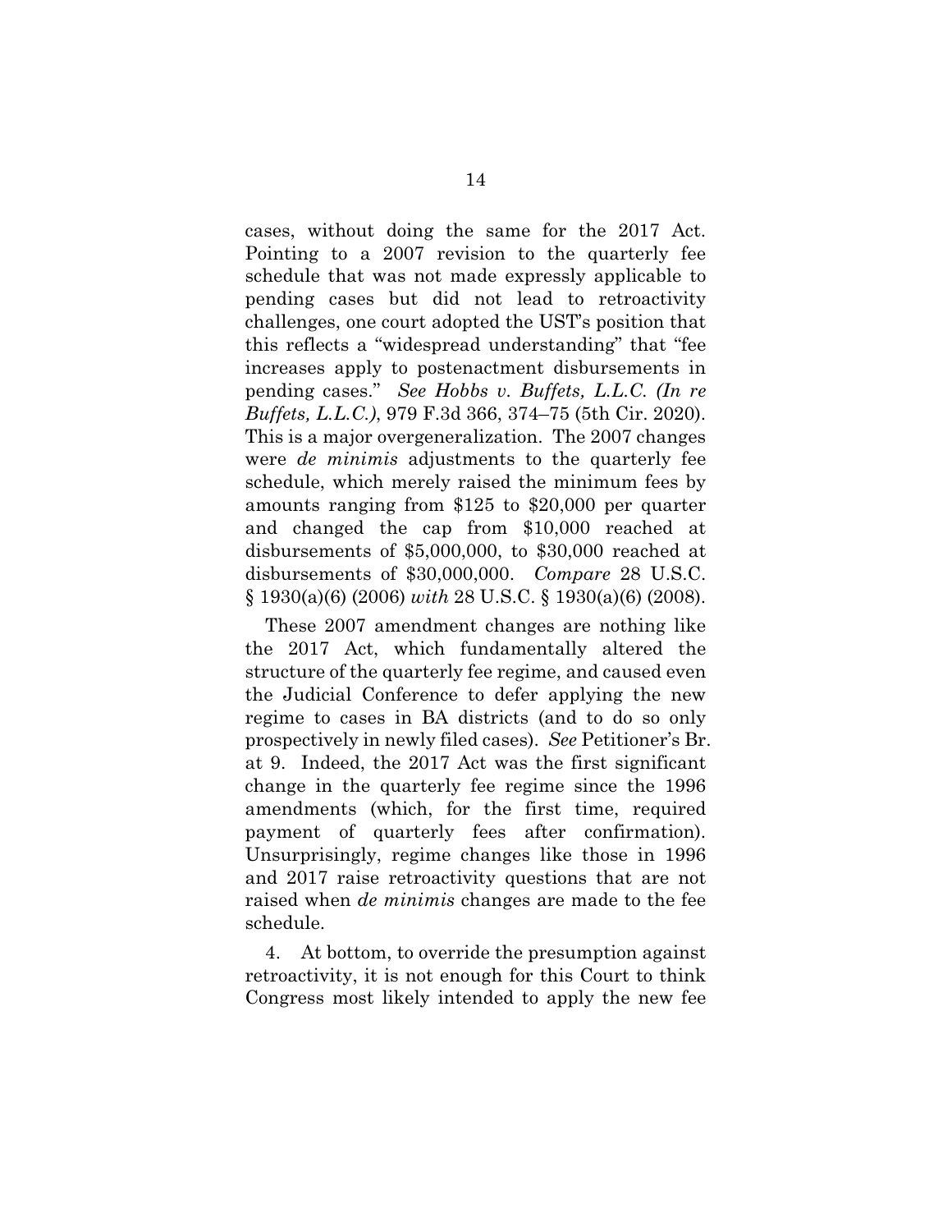cases, without doing the same for the 2017 Act. Pointing to a 2007 revision to the quarterly fee schedule that was not made expressly applicable to pending cases but did not lead to retroactivity challenges, one court adopted the UST's position that this reflects a "widespread understanding" that "fee increases apply to postenactment disbursements in pending cases." *See Hobbs v. Buffets, L.L.C. (In re Buffets, L.L.C.)*, 979 F.3d 366, 374–75 (5th Cir. 2020). This is a major overgeneralization. The 2007 changes were *de minimis* adjustments to the quarterly fee schedule, which merely raised the minimum fees by amounts ranging from $125 to $20,000 per quarter and changed the cap from $10,000 reached at disbursements of $5,000,000, to $30,000 reached at disbursements of $30,000,000. *Compare* 28 U.S.C. § 1930(a)(6) (2006) *with* 28 U.S.C. § 1930(a)(6) (2008).

These 2007 amendment changes are nothing like the 2017 Act, which fundamentally altered the structure of the quarterly fee regime, and caused even the Judicial Conference to defer applying the new regime to cases in BA districts (and to do so only prospectively in newly filed cases). *See* Petitioner's Br. at 9. Indeed, the 2017 Act was the first significant change in the quarterly fee regime since the 1996 amendments (which, for the first time, required payment of quarterly fees after confirmation). Unsurprisingly, regime changes like those in 1996 and 2017 raise retroactivity questions that are not raised when *de minimis* changes are made to the fee schedule.

4. At bottom, to override the presumption against retroactivity, it is not enough for this Court to think Congress most likely intended to apply the new fee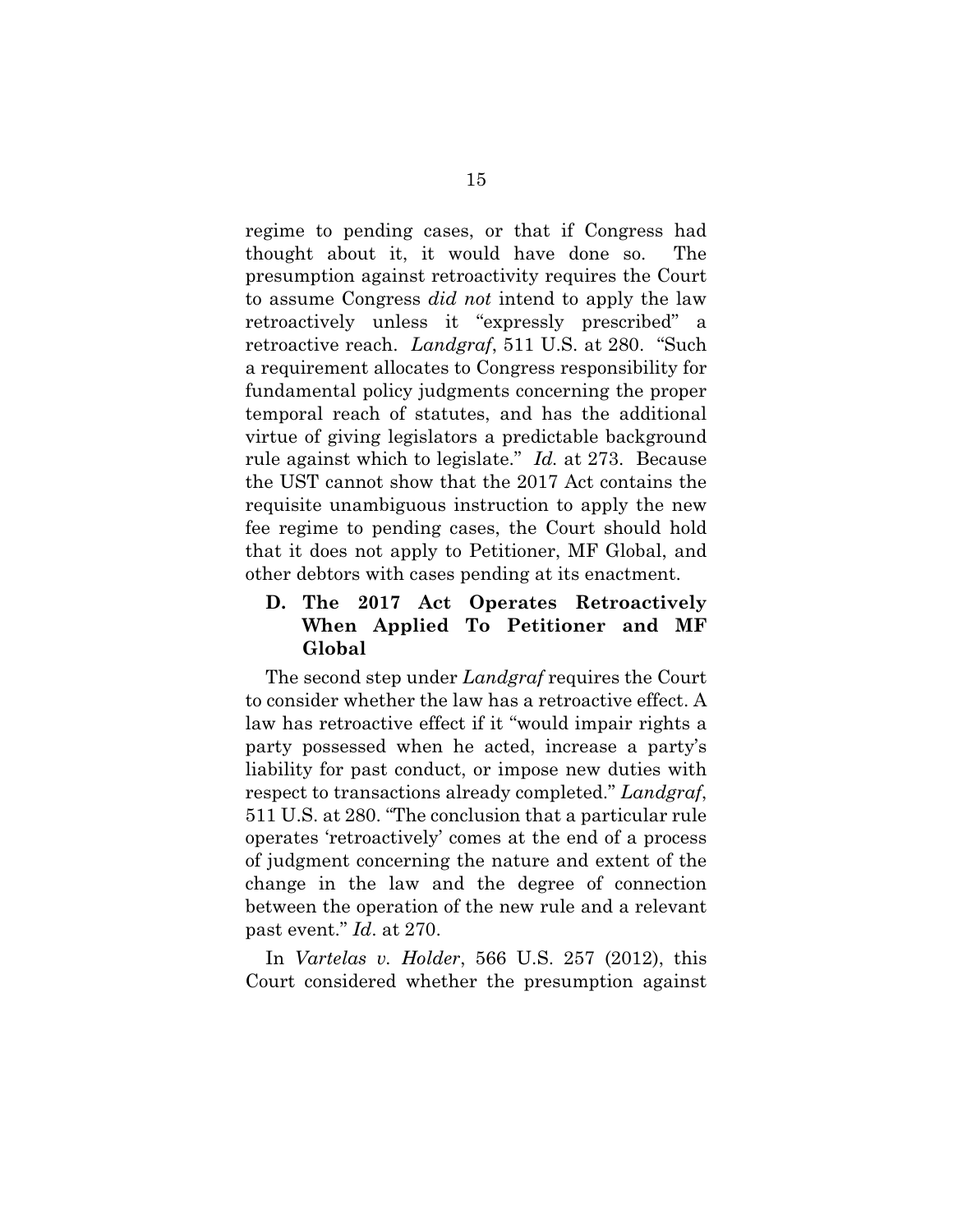regime to pending cases, or that if Congress had thought about it, it would have done so. The presumption against retroactivity requires the Court to assume Congress *did not* intend to apply the law retroactively unless it "expressly prescribed" a retroactive reach. *Landgraf*, 511 U.S. at 280. "Such a requirement allocates to Congress responsibility for fundamental policy judgments concerning the proper temporal reach of statutes, and has the additional virtue of giving legislators a predictable background rule against which to legislate." *Id.* at 273. Because the UST cannot show that the 2017 Act contains the requisite unambiguous instruction to apply the new fee regime to pending cases, the Court should hold that it does not apply to Petitioner, MF Global, and other debtors with cases pending at its enactment.

### D. The 2017 Act Operates Retroactively When Applied To Petitioner and MF Global

The second step under *Landgraf* requires the Court to consider whether the law has a retroactive effect. A law has retroactive effect if it "would impair rights a party possessed when he acted, increase a party's liability for past conduct, or impose new duties with respect to transactions already completed." *Landgraf*, 511 U.S. at 280. "The conclusion that a particular rule operates 'retroactively' comes at the end of a process of judgment concerning the nature and extent of the change in the law and the degree of connection between the operation of the new rule and a relevant past event." *Id*. at 270.

In *Vartelas v. Holder*, 566 U.S. 257 (2012), this Court considered whether the presumption against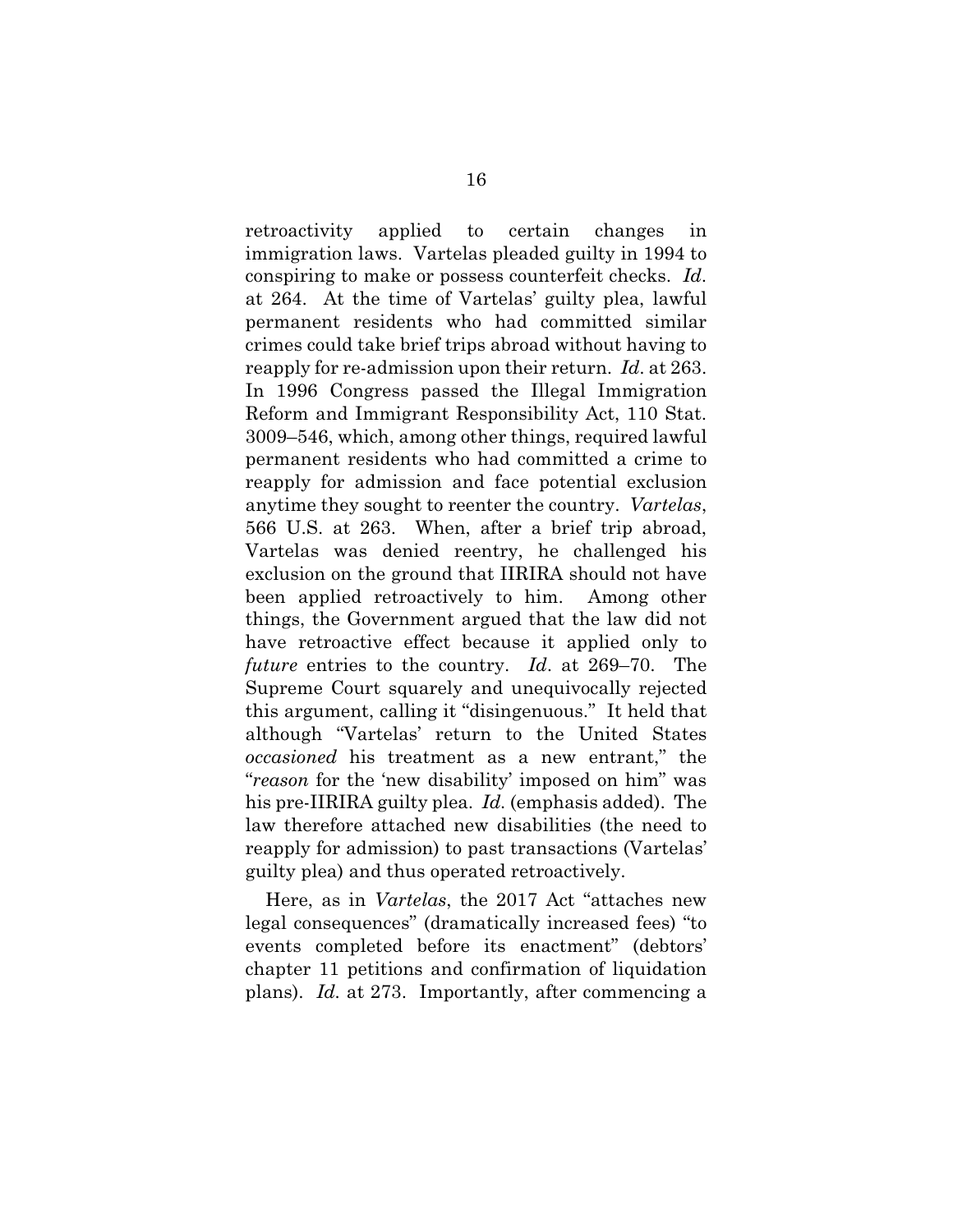retroactivity applied to certain changes in immigration laws. Vartelas pleaded guilty in 1994 to conspiring to make or possess counterfeit checks. *Id*. at 264. At the time of Vartelas' guilty plea, lawful permanent residents who had committed similar crimes could take brief trips abroad without having to reapply for re-admission upon their return. *Id*. at 263. In 1996 Congress passed the Illegal Immigration Reform and Immigrant Responsibility Act, 110 Stat. 3009–546, which, among other things, required lawful permanent residents who had committed a crime to reapply for admission and face potential exclusion anytime they sought to reenter the country. *Vartelas*, 566 U.S. at 263. When, after a brief trip abroad, Vartelas was denied reentry, he challenged his exclusion on the ground that IIRIRA should not have been applied retroactively to him. Among other things, the Government argued that the law did not have retroactive effect because it applied only to *future* entries to the country. *Id*. at 269–70. The Supreme Court squarely and unequivocally rejected this argument, calling it "disingenuous." It held that although "Vartelas' return to the United States *occasioned* his treatment as a new entrant," the "*reason* for the 'new disability' imposed on him" was his pre-IIRIRA guilty plea. *Id.* (emphasis added). The law therefore attached new disabilities (the need to reapply for admission) to past transactions (Vartelas' guilty plea) and thus operated retroactively.

Here, as in *Vartelas*, the 2017 Act "attaches new legal consequences" (dramatically increased fees) "to events completed before its enactment" (debtors' chapter 11 petitions and confirmation of liquidation plans). *Id.* at 273. Importantly, after commencing a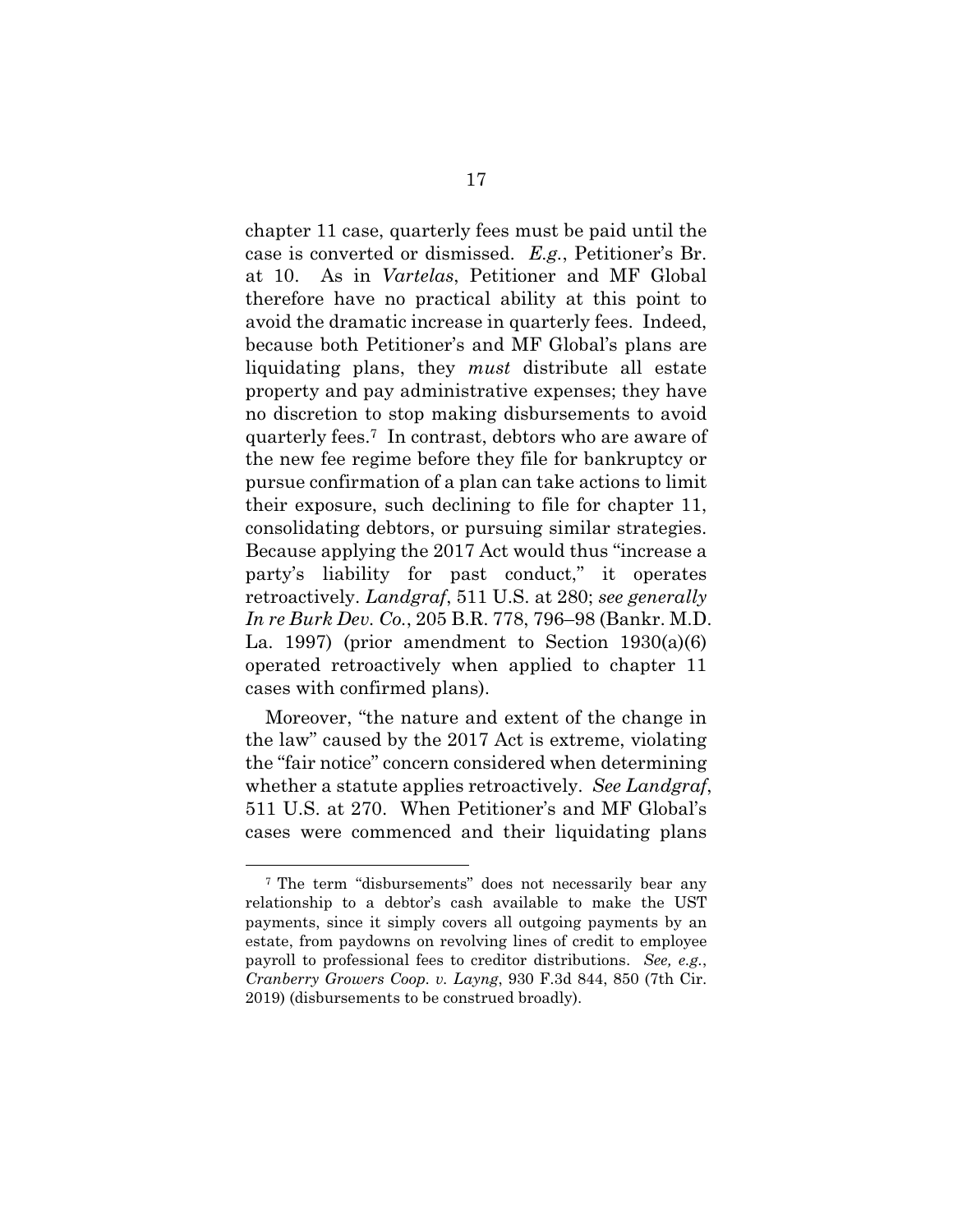chapter 11 case, quarterly fees must be paid until the case is converted or dismissed. *E.g.*, Petitioner's Br. at 10. As in *Vartelas*, Petitioner and MF Global therefore have no practical ability at this point to avoid the dramatic increase in quarterly fees. Indeed, because both Petitioner's and MF Global's plans are liquidating plans, they *must* distribute all estate property and pay administrative expenses; they have no discretion to stop making disbursements to avoid quarterly fees.[7] In contrast, debtors who are aware of the new fee regime before they file for bankruptcy or pursue confirmation of a plan can take actions to limit their exposure, such declining to file for chapter 11, consolidating debtors, or pursuing similar strategies. Because applying the 2017 Act would thus "increase a party's liability for past conduct," it operates retroactively. *Landgraf*, 511 U.S. at 280; *see generally In re Burk Dev. Co.*, 205 B.R. 778, 796–98 (Bankr. M.D. La. 1997) (prior amendment to Section 1930(a)(6) operated retroactively when applied to chapter 11 cases with confirmed plans).

Moreover, "the nature and extent of the change in the law" caused by the 2017 Act is extreme, violating the "fair notice" concern considered when determining whether a statute applies retroactively. *See Landgraf*, 511 U.S. at 270. When Petitioner's and MF Global's cases were commenced and their liquidating plans

---

[7] The term "disbursements" does not necessarily bear any relationship to a debtor's cash available to make the UST payments, since it simply covers all outgoing payments by an estate, from paydowns on revolving lines of credit to employee payroll to professional fees to creditor distributions. *See, e.g.*, *Cranberry Growers Coop. v. Layng*, 930 F.3d 844, 850 (7th Cir. 2019) (disbursements to be construed broadly).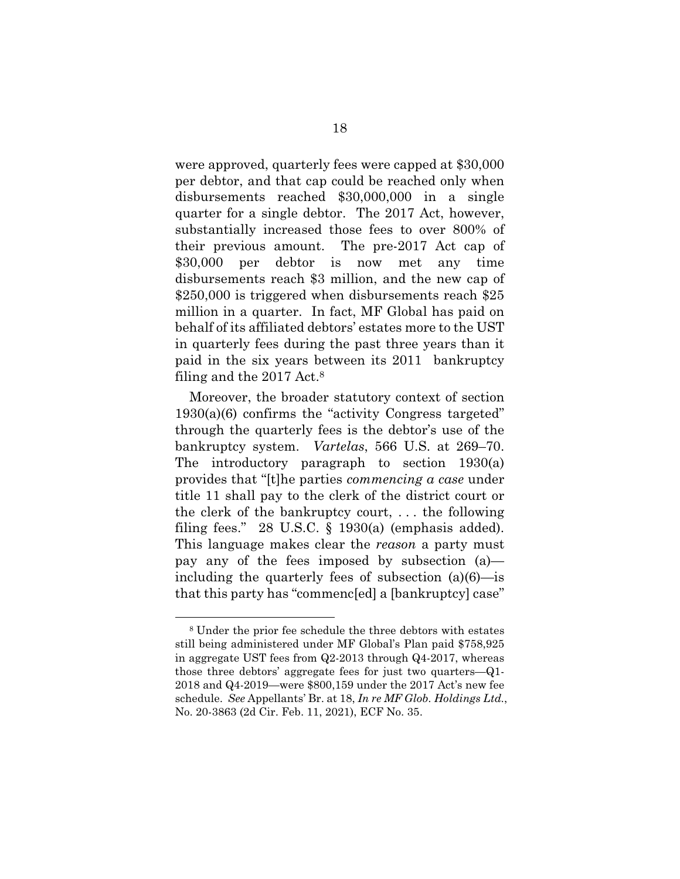were approved, quarterly fees were capped at $30,000 per debtor, and that cap could be reached only when disbursements reached $30,000,000 in a single quarter for a single debtor. The 2017 Act, however, substantially increased those fees to over 800% of their previous amount. The pre-2017 Act cap of $30,000 per debtor is now met any time disbursements reach $3 million, and the new cap of $250,000 is triggered when disbursements reach $25 million in a quarter. In fact, MF Global has paid on behalf of its affiliated debtors' estates more to the UST in quarterly fees during the past three years than it paid in the six years between its 2011 bankruptcy filing and the 2017 Act.[8]

Moreover, the broader statutory context of section 1930(a)(6) confirms the "activity Congress targeted" through the quarterly fees is the debtor's use of the bankruptcy system. *Vartelas*, 566 U.S. at 269–70. The introductory paragraph to section 1930(a) provides that "[t]he parties *commencing a case* under title 11 shall pay to the clerk of the district court or the clerk of the bankruptcy court, . . . the following filing fees." 28 U.S.C. § 1930(a) (emphasis added). This language makes clear the *reason* a party must pay any of the fees imposed by subsection (a)—including the quarterly fees of subsection (a)(6)—is that this party has "commenc[ed] a [bankruptcy] case"

---

[8] Under the prior fee schedule the three debtors with estates still being administered under MF Global's Plan paid $758,925 in aggregate UST fees from Q2-2013 through Q4-2017, whereas those three debtors' aggregate fees for just two quarters—Q1-2018 and Q4-2019—were $800,159 under the 2017 Act's new fee schedule. *See* Appellants' Br. at 18, *In re MF Glob. Holdings Ltd.*, No. 20-3863 (2d Cir. Feb. 11, 2021), ECF No. 35.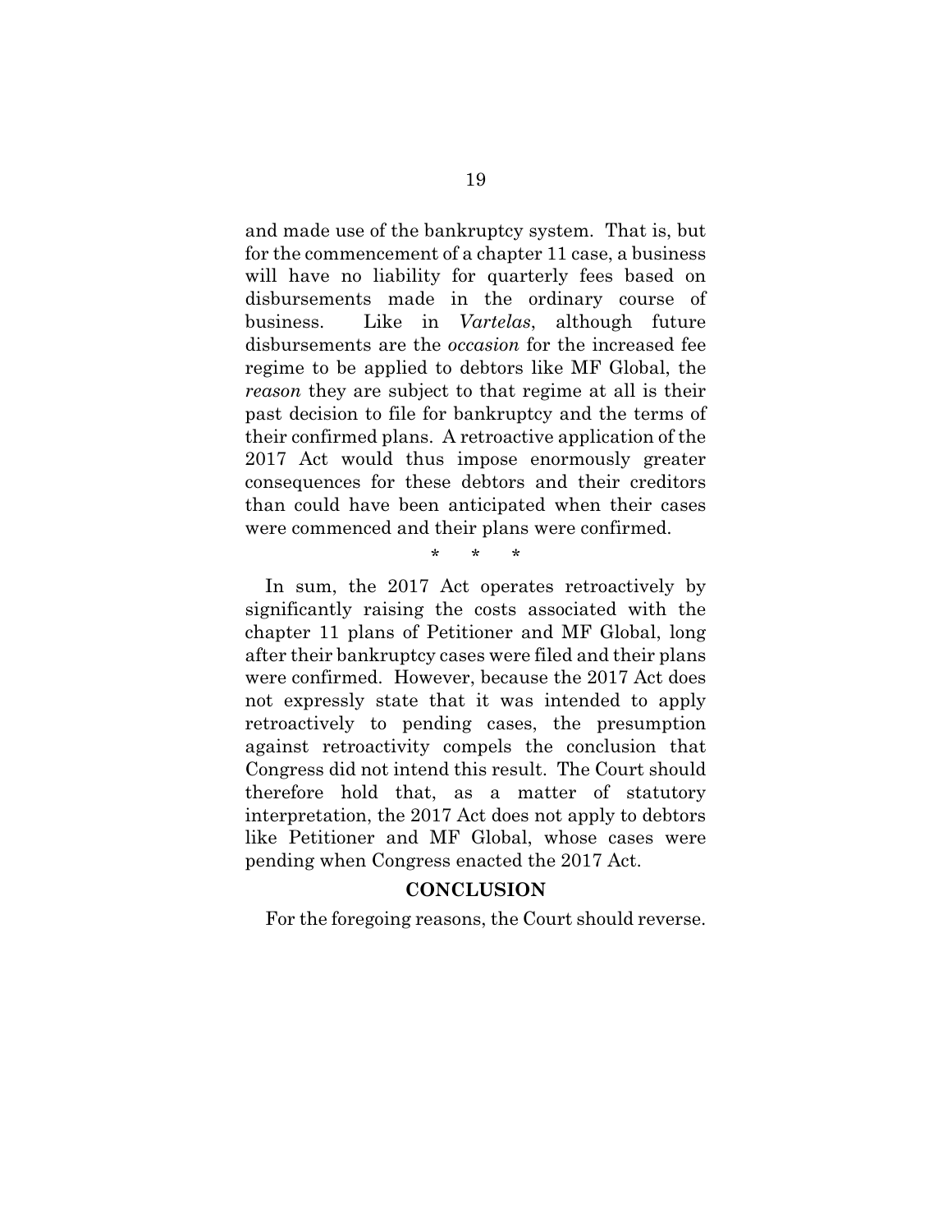and made use of the bankruptcy system. That is, but for the commencement of a chapter 11 case, a business will have no liability for quarterly fees based on disbursements made in the ordinary course of business. Like in *Vartelas*, although future disbursements are the *occasion* for the increased fee regime to be applied to debtors like MF Global, the *reason* they are subject to that regime at all is their past decision to file for bankruptcy and the terms of their confirmed plans. A retroactive application of the 2017 Act would thus impose enormously greater consequences for these debtors and their creditors than could have been anticipated when their cases were commenced and their plans were confirmed.

\* \* \*

In sum, the 2017 Act operates retroactively by significantly raising the costs associated with the chapter 11 plans of Petitioner and MF Global, long after their bankruptcy cases were filed and their plans were confirmed. However, because the 2017 Act does not expressly state that it was intended to apply retroactively to pending cases, the presumption against retroactivity compels the conclusion that Congress did not intend this result. The Court should therefore hold that, as a matter of statutory interpretation, the 2017 Act does not apply to debtors like Petitioner and MF Global, whose cases were pending when Congress enacted the 2017 Act.

## CONCLUSION

For the foregoing reasons, the Court should reverse.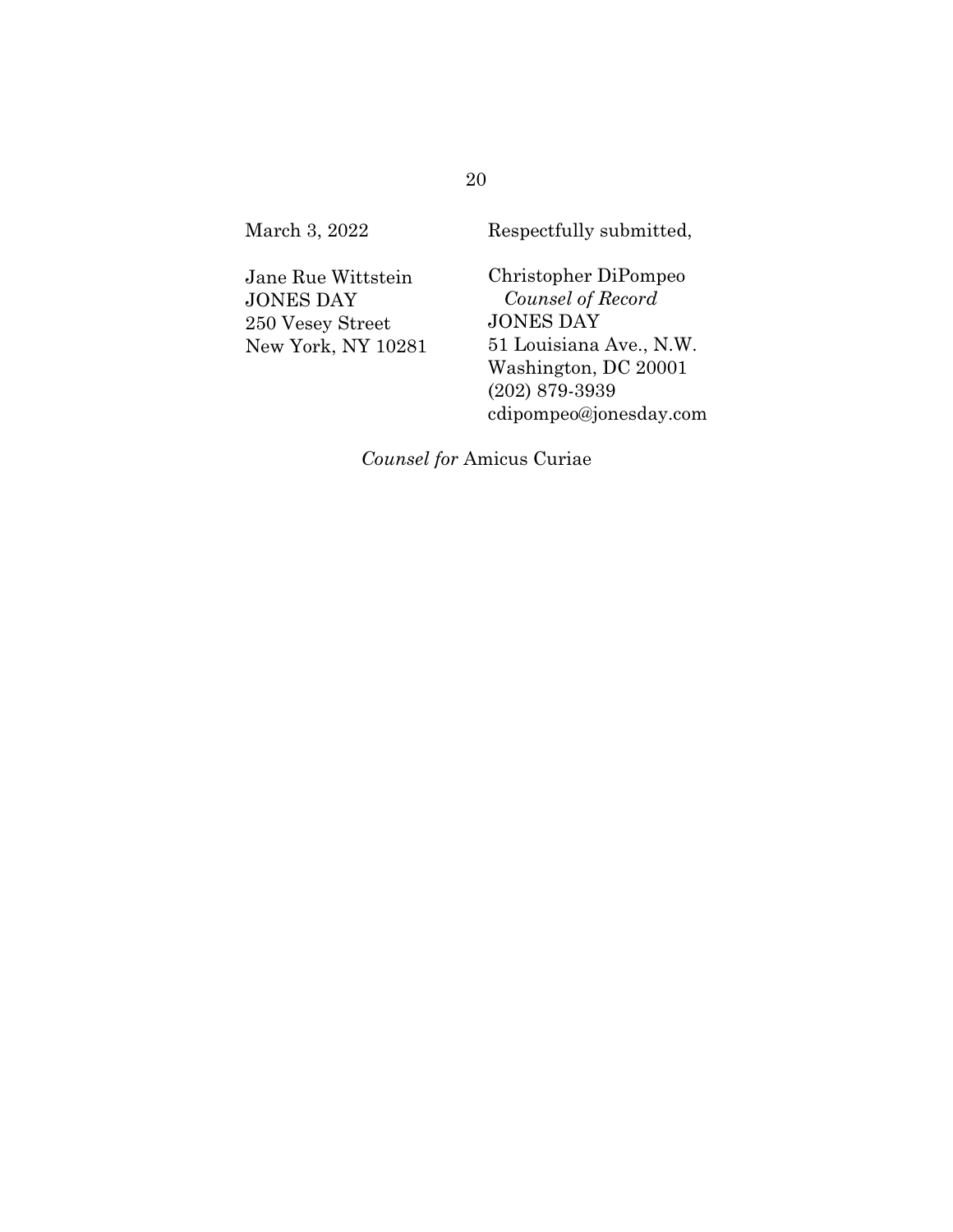March 3, 2022

Respectfully submitted,

Jane Rue Wittstein
JONES DAY
250 Vesey Street
New York, NY 10281

Christopher DiPompeo
*Counsel of Record*
JONES DAY
51 Louisiana Ave., N.W.
Washington, DC 20001
(202) 879-3939
cdipompeo@jonesday.com

*Counsel for* Amicus Curiae